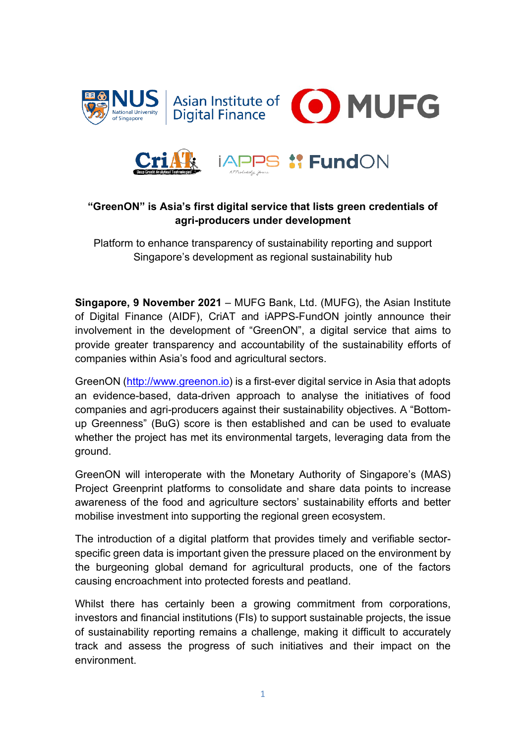**"GreenON" is Asia's first digital service that lists green credentials of agri-producers under development**

Platform to enhance transparency of sustainability reporting and support Singapore's development as regional sustainability hub

**Singapore, 9 November 2021** – MUFG Bank, Ltd. (MUFG), the Asian Institute of Digital Finance (AIDF), CriAT and iAPPS-FundON jointly announce their involvement in the development of "GreenON", a digital service that aims to provide greater transparency and accountability of the sustainability efforts of companies within Asia's food and agricultural sectors.

GreenON (http://www.greenon.io) is a first-ever digital service in Asia that adopts an evidence-based, data-driven approach to analyse the initiatives of food companies and agri-producers against their sustainability objectives. A "Bottom-up Greenness" (BuG) score is then established and can be used to evaluate whether the project has met its environmental targets, leveraging data from the ground.

GreenON will interoperate with the Monetary Authority of Singapore's (MAS) Project Greenprint platforms to consolidate and share data points to increase awareness of the food and agriculture sectors' sustainability efforts and better mobilise investment into supporting the regional green ecosystem.

The introduction of a digital platform that provides timely and verifiable sector-specific green data is important given the pressure placed on the environment by the burgeoning global demand for agricultural products, one of the factors causing encroachment into protected forests and peatland.

Whilst there has certainly been a growing commitment from corporations, investors and financial institutions (FIs) to support sustainable projects, the issue of sustainability reporting remains a challenge, making it difficult to accurately track and assess the progress of such initiatives and their impact on the environment.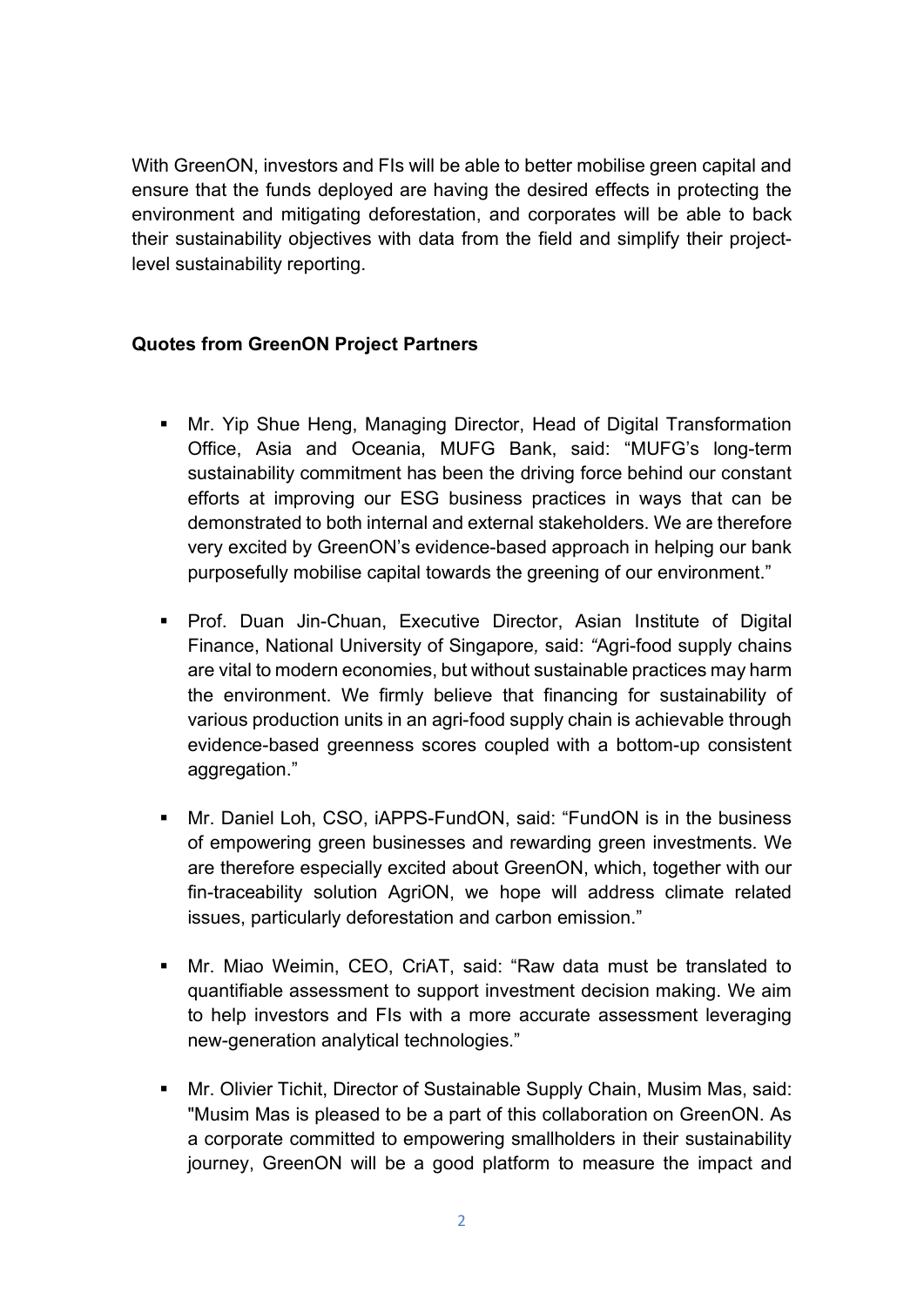With GreenON, investors and FIs will be able to better mobilise green capital and ensure that the funds deployed are having the desired effects in protecting the environment and mitigating deforestation, and corporates will be able to back their sustainability objectives with data from the field and simplify their project-level sustainability reporting.

**Quotes from GreenON Project Partners**

- Mr. Yip Shue Heng, Managing Director, Head of Digital Transformation Office, Asia and Oceania, MUFG Bank, said: "MUFG's long-term sustainability commitment has been the driving force behind our constant efforts at improving our ESG business practices in ways that can be demonstrated to both internal and external stakeholders. We are therefore very excited by GreenON's evidence-based approach in helping our bank purposefully mobilise capital towards the greening of our environment."

- Prof. Duan Jin-Chuan, Executive Director, Asian Institute of Digital Finance, National University of Singapore*,* said: *"*Agri-food supply chains are vital to modern economies, but without sustainable practices may harm the environment. We firmly believe that financing for sustainability of various production units in an agri-food supply chain is achievable through evidence-based greenness scores coupled with a bottom-up consistent aggregation."

- Mr. Daniel Loh, CSO, iAPPS-FundON, said: "FundON is in the business of empowering green businesses and rewarding green investments. We are therefore especially excited about GreenON, which, together with our fin-traceability solution AgriON, we hope will address climate related issues, particularly deforestation and carbon emission."

- Mr. Miao Weimin, CEO, CriAT, said: "Raw data must be translated to quantifiable assessment to support investment decision making. We aim to help investors and FIs with a more accurate assessment leveraging new-generation analytical technologies."

- Mr. Olivier Tichit, Director of Sustainable Supply Chain, Musim Mas, said: "Musim Mas is pleased to be a part of this collaboration on GreenON. As a corporate committed to empowering smallholders in their sustainability journey, GreenON will be a good platform to measure the impact and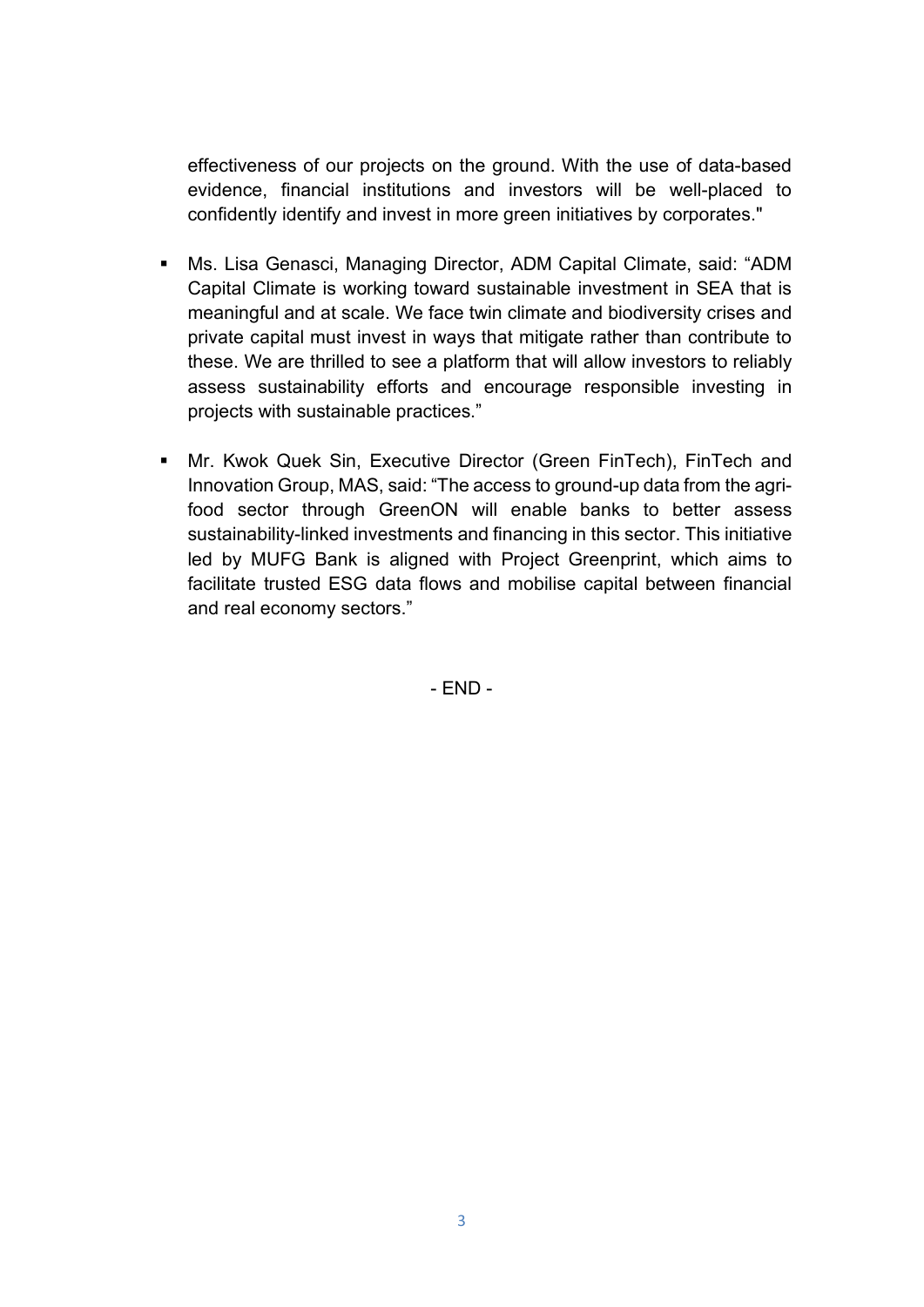effectiveness of our projects on the ground. With the use of data-based evidence, financial institutions and investors will be well-placed to confidently identify and invest in more green initiatives by corporates."

- Ms. Lisa Genasci, Managing Director, ADM Capital Climate, said: "ADM Capital Climate is working toward sustainable investment in SEA that is meaningful and at scale. We face twin climate and biodiversity crises and private capital must invest in ways that mitigate rather than contribute to these. We are thrilled to see a platform that will allow investors to reliably assess sustainability efforts and encourage responsible investing in projects with sustainable practices."

- Mr. Kwok Quek Sin, Executive Director (Green FinTech), FinTech and Innovation Group, MAS, said: "The access to ground-up data from the agri-food sector through GreenON will enable banks to better assess sustainability-linked investments and financing in this sector. This initiative led by MUFG Bank is aligned with Project Greenprint, which aims to facilitate trusted ESG data flows and mobilise capital between financial and real economy sectors."

- END -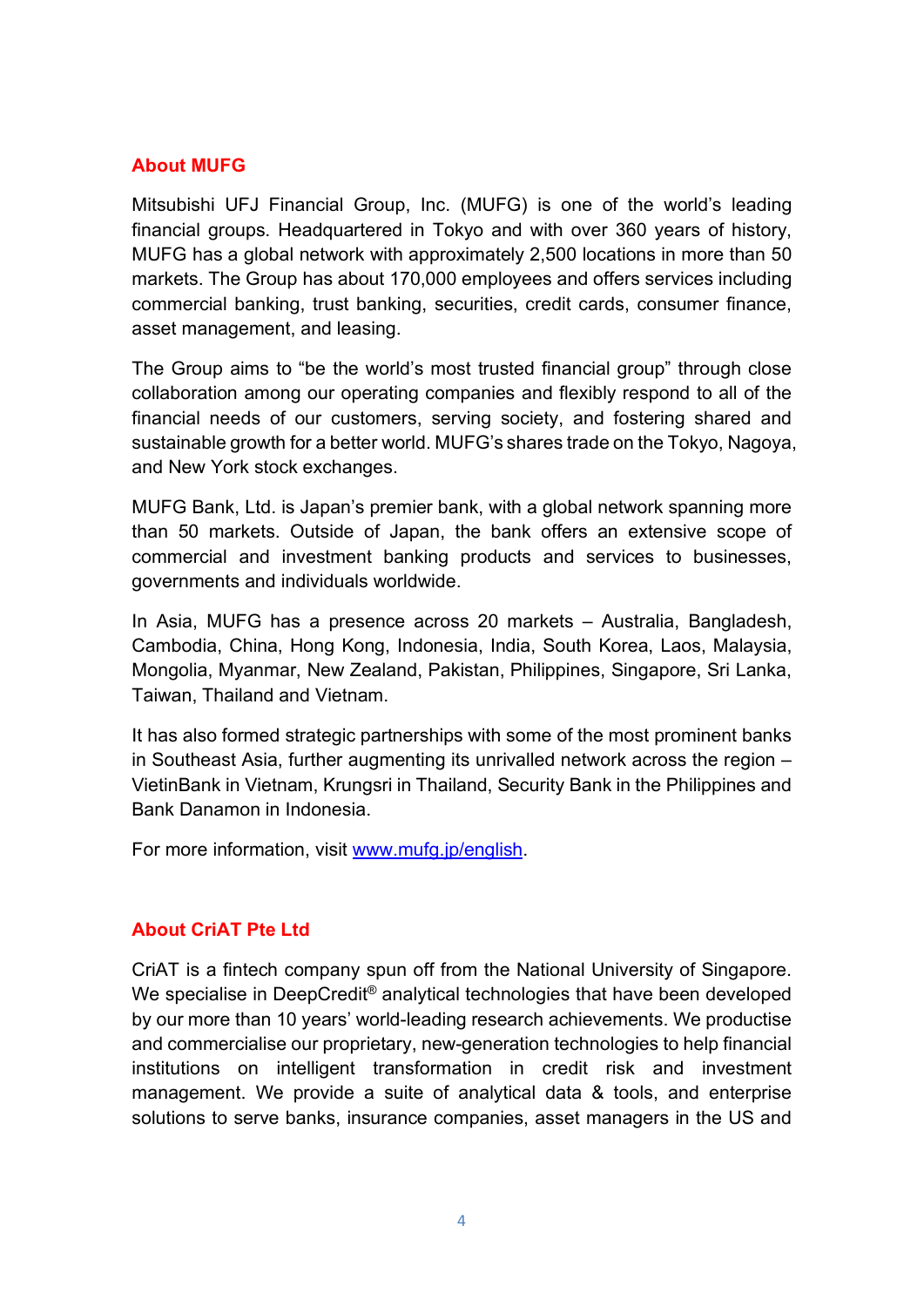## About MUFG

Mitsubishi UFJ Financial Group, Inc. (MUFG) is one of the world's leading financial groups. Headquartered in Tokyo and with over 360 years of history, MUFG has a global network with approximately 2,500 locations in more than 50 markets. The Group has about 170,000 employees and offers services including commercial banking, trust banking, securities, credit cards, consumer finance, asset management, and leasing.

The Group aims to "be the world's most trusted financial group" through close collaboration among our operating companies and flexibly respond to all of the financial needs of our customers, serving society, and fostering shared and sustainable growth for a better world. MUFG's shares trade on the Tokyo, Nagoya, and New York stock exchanges.

MUFG Bank, Ltd. is Japan's premier bank, with a global network spanning more than 50 markets. Outside of Japan, the bank offers an extensive scope of commercial and investment banking products and services to businesses, governments and individuals worldwide.

In Asia, MUFG has a presence across 20 markets – Australia, Bangladesh, Cambodia, China, Hong Kong, Indonesia, India, South Korea, Laos, Malaysia, Mongolia, Myanmar, New Zealand, Pakistan, Philippines, Singapore, Sri Lanka, Taiwan, Thailand and Vietnam.

It has also formed strategic partnerships with some of the most prominent banks in Southeast Asia, further augmenting its unrivalled network across the region – VietinBank in Vietnam, Krungsri in Thailand, Security Bank in the Philippines and Bank Danamon in Indonesia.

For more information, visit [www.mufg.jp/english](www.mufg.jp/english).

## About CriAT Pte Ltd

CriAT is a fintech company spun off from the National University of Singapore. We specialise in DeepCredit® analytical technologies that have been developed by our more than 10 years' world-leading research achievements. We productise and commercialise our proprietary, new-generation technologies to help financial institutions on intelligent transformation in credit risk and investment management. We provide a suite of analytical data & tools, and enterprise solutions to serve banks, insurance companies, asset managers in the US and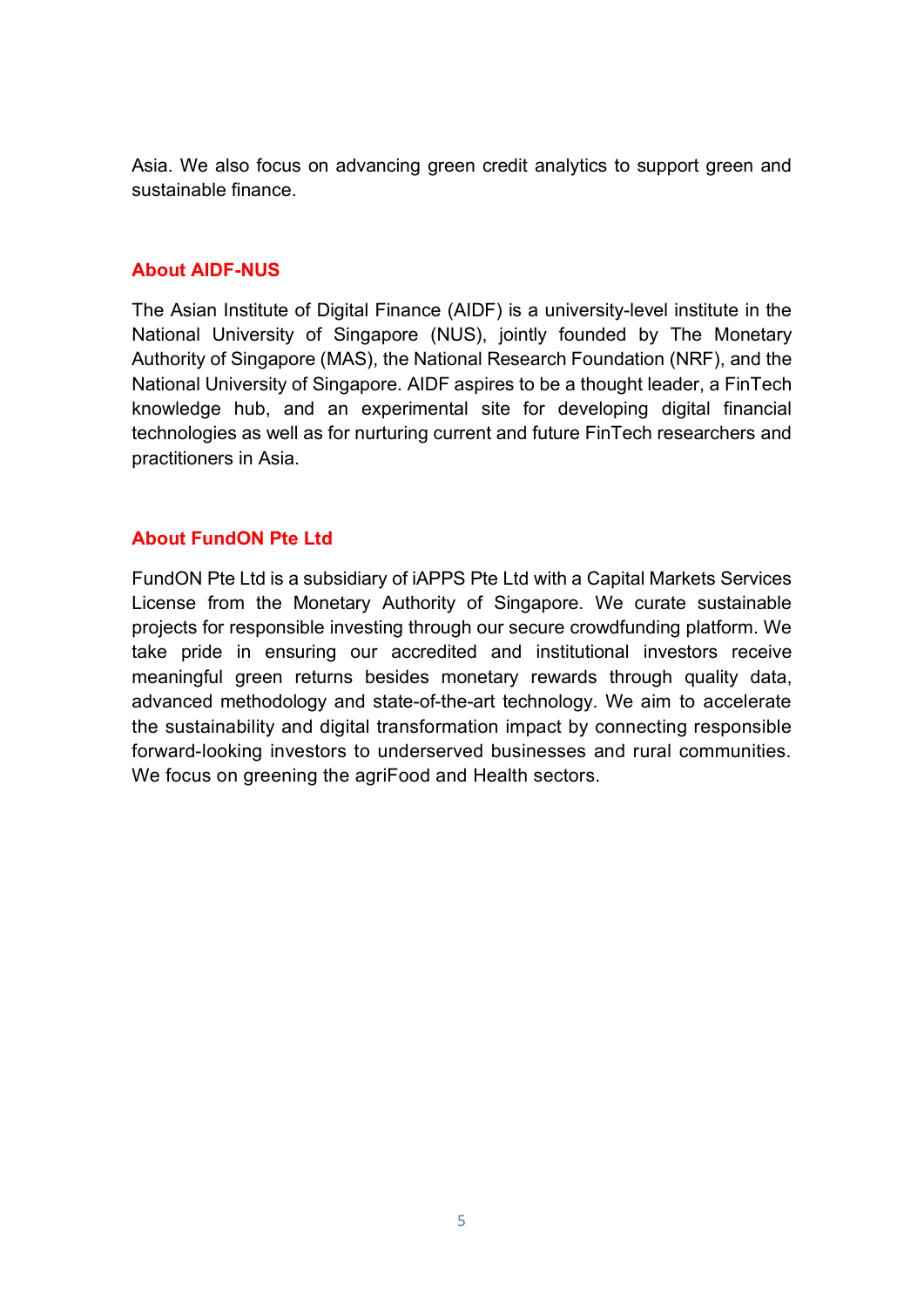Asia. We also focus on advancing green credit analytics to support green and sustainable finance.

## About AIDF-NUS

The Asian Institute of Digital Finance (AIDF) is a university-level institute in the National University of Singapore (NUS), jointly founded by The Monetary Authority of Singapore (MAS), the National Research Foundation (NRF), and the National University of Singapore. AIDF aspires to be a thought leader, a FinTech knowledge hub, and an experimental site for developing digital financial technologies as well as for nurturing current and future FinTech researchers and practitioners in Asia.

## About FundON Pte Ltd

FundON Pte Ltd is a subsidiary of iAPPS Pte Ltd with a Capital Markets Services License from the Monetary Authority of Singapore. We curate sustainable projects for responsible investing through our secure crowdfunding platform. We take pride in ensuring our accredited and institutional investors receive meaningful green returns besides monetary rewards through quality data, advanced methodology and state-of-the-art technology. We aim to accelerate the sustainability and digital transformation impact by connecting responsible forward-looking investors to underserved businesses and rural communities. We focus on greening the agriFood and Health sectors.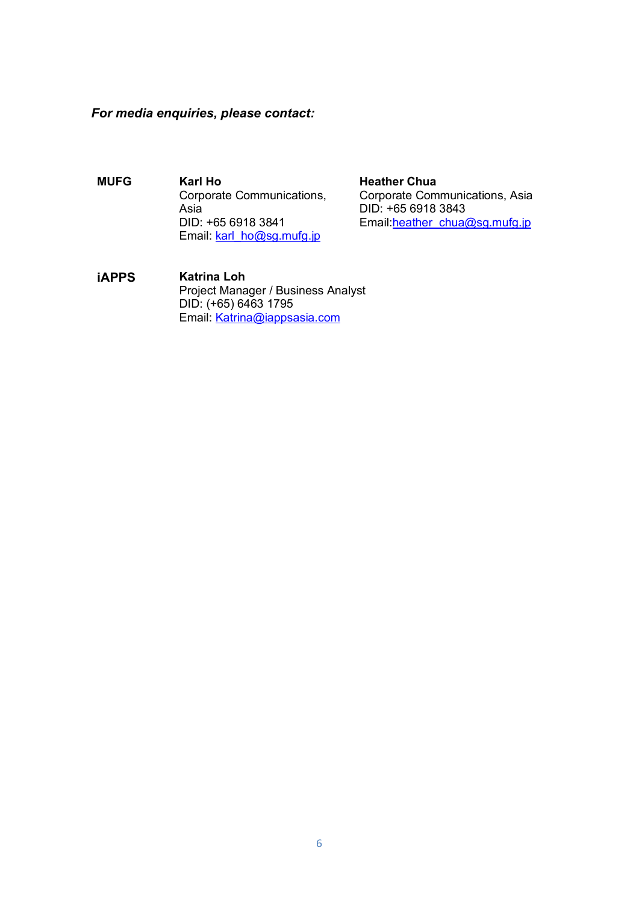***For media enquiries, please contact:***

| | | |
|---|---|---|
| **MUFG** | **Karl Ho**<br>Corporate Communications, Asia<br>DID: +65 6918 3841<br>Email: karl_ho@sg.mufg.jp | **Heather Chua**<br>Corporate Communications, Asia<br>DID: +65 6918 3843<br>Email:heather_chua@sg.mufg.jp |
| **iAPPS** | **Katrina Loh**<br>Project Manager / Business Analyst<br>DID: (+65) 6463 1795<br>Email: Katrina@iappsasia.com | |